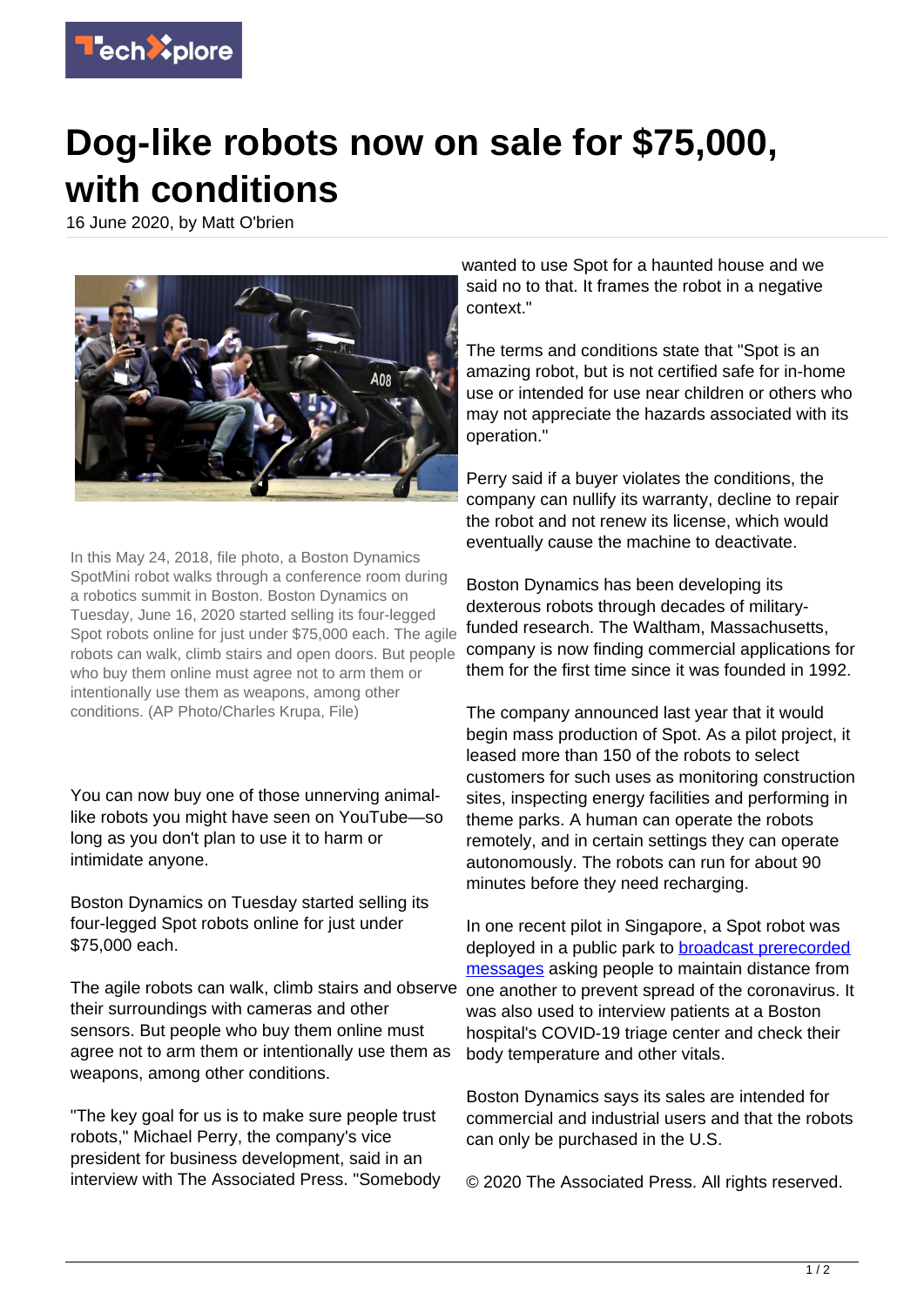# Dog-like robots now on sale for $75,000, with conditions

16 June 2020, by Matt O'brien

In this May 24, 2018, file photo, a Boston Dynamics SpotMini robot walks through a conference room during a robotics summit in Boston. Boston Dynamics on Tuesday, June 16, 2020 started selling its four-legged Spot robots online for just under $75,000 each. The agile robots can walk, climb stairs and open doors. But people who buy them online must agree not to arm them or intentionally use them as weapons, among other conditions. (AP Photo/Charles Krupa, File)

You can now buy one of those unnerving animal-like robots you might have seen on YouTube—so long as you don't plan to use it to harm or intimidate anyone.

Boston Dynamics on Tuesday started selling its four-legged Spot robots online for just under $75,000 each.

The agile robots can walk, climb stairs and observe their surroundings with cameras and other sensors. But people who buy them online must agree not to arm them or intentionally use them as weapons, among other conditions.

"The key goal for us is to make sure people trust robots," Michael Perry, the company's vice president for business development, said in an interview with The Associated Press. "Somebody wanted to use Spot for a haunted house and we said no to that. It frames the robot in a negative context."

The terms and conditions state that "Spot is an amazing robot, but is not certified safe for in-home use or intended for use near children or others who may not appreciate the hazards associated with its operation."

Perry said if a buyer violates the conditions, the company can nullify its warranty, decline to repair the robot and not renew its license, which would eventually cause the machine to deactivate.

Boston Dynamics has been developing its dexterous robots through decades of military-funded research. The Waltham, Massachusetts, company is now finding commercial applications for them for the first time since it was founded in 1992.

The company announced last year that it would begin mass production of Spot. As a pilot project, it leased more than 150 of the robots to select customers for such uses as monitoring construction sites, inspecting energy facilities and performing in theme parks. A human can operate the robots remotely, and in certain settings they can operate autonomously. The robots can run for about 90 minutes before they need recharging.

In one recent pilot in Singapore, a Spot robot was deployed in a public park to broadcast prerecorded messages asking people to maintain distance from one another to prevent spread of the coronavirus. It was also used to interview patients at a Boston hospital's COVID-19 triage center and check their body temperature and other vitals.

Boston Dynamics says its sales are intended for commercial and industrial users and that the robots can only be purchased in the U.S.

© 2020 The Associated Press. All rights reserved.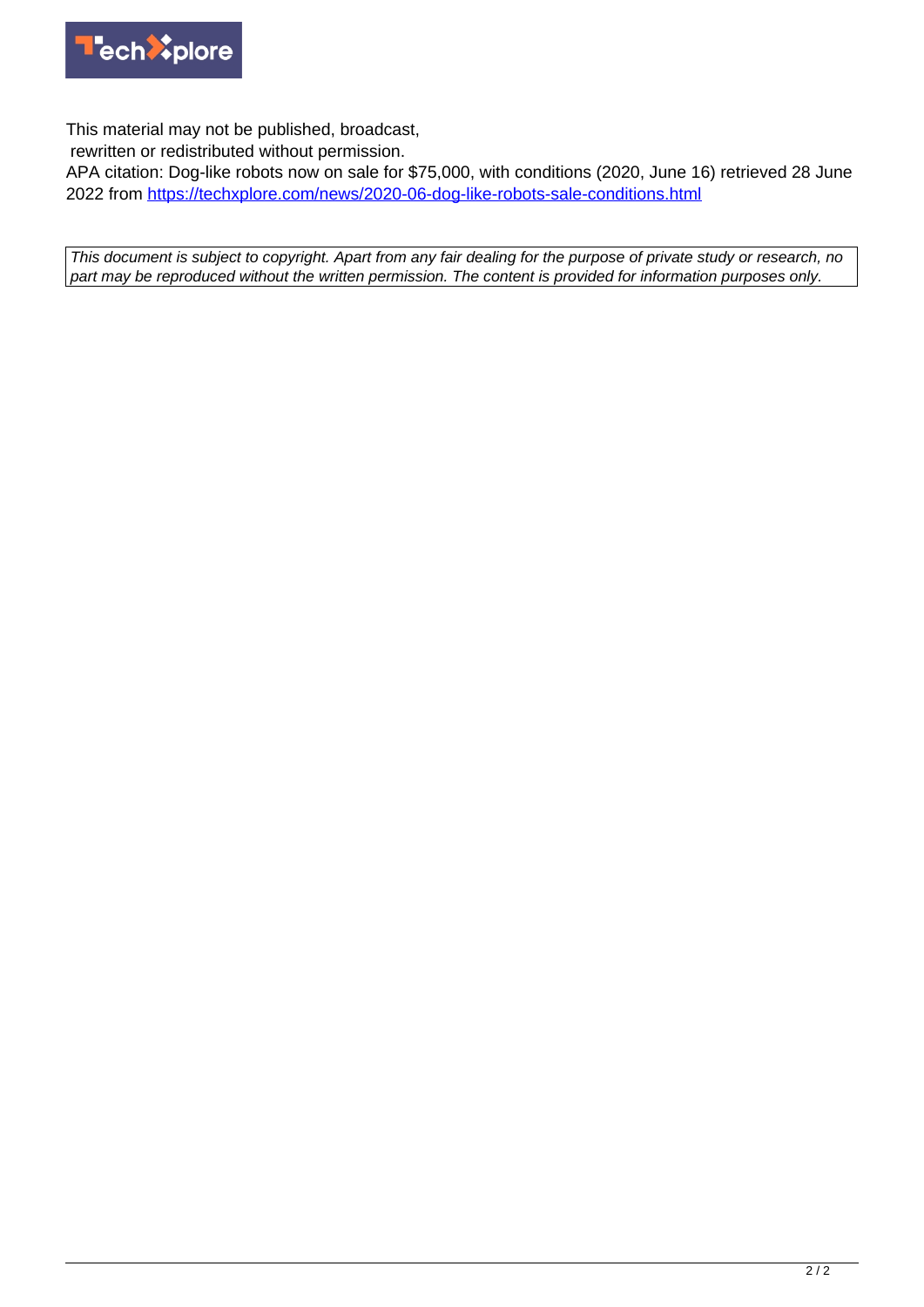This material may not be published, broadcast,
rewritten or redistributed without permission.

APA citation: Dog-like robots now on sale for $75,000, with conditions (2020, June 16) retrieved 28 June 2022 from https://techxplore.com/news/2020-06-dog-like-robots-sale-conditions.html

*This document is subject to copyright. Apart from any fair dealing for the purpose of private study or research, no part may be reproduced without the written permission. The content is provided for information purposes only.*